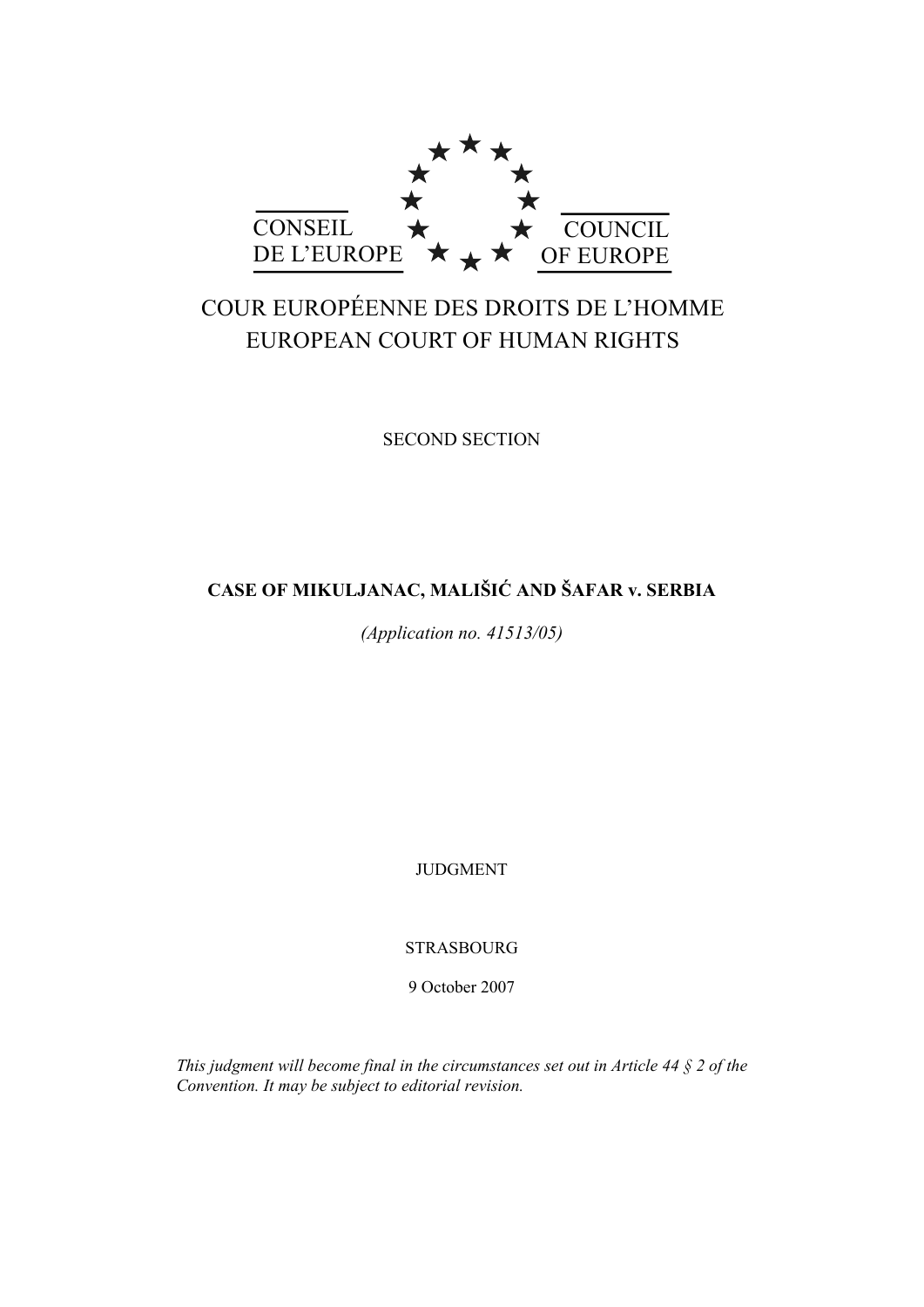CONSEIL DE L'EUROPE

COUNCIL OF EUROPE

COUR EUROPÉENNE DES DROITS DE L'HOMME

EUROPEAN COURT OF HUMAN RIGHTS

SECOND SECTION

**CASE OF MIKULJANAC, MALIŠIĆ AND ŠAFAR v. SERBIA**

*(Application no. 41513/05)*

JUDGMENT

STRASBOURG

9 October 2007

*This judgment will become final in the circumstances set out in Article 44 § 2 of the Convention. It may be subject to editorial revision.*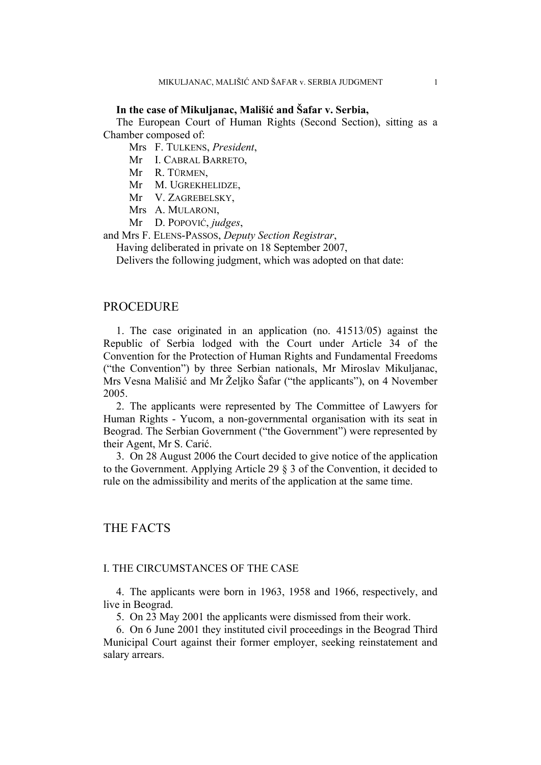**In the case of Mikuljanac, Mališić and Šafar v. Serbia,**

The European Court of Human Rights (Second Section), sitting as a Chamber composed of:

Mrs F. Tulkens, *President*,
Mr I. Cabral Barreto,
Mr R. Türmen,
Mr M. Ugrekhelidze,
Mr V. Zagrebelsky,
Mrs A. Mularoni,
Mr D. Popović, *judges*,

and Mrs F. Elens-Passos, *Deputy Section Registrar*,

Having deliberated in private on 18 September 2007,

Delivers the following judgment, which was adopted on that date:

# PROCEDURE

1. The case originated in an application (no. 41513/05) against the Republic of Serbia lodged with the Court under Article 34 of the Convention for the Protection of Human Rights and Fundamental Freedoms ("the Convention") by three Serbian nationals, Mr Miroslav Mikuljanac, Mrs Vesna Mališić and Mr Željko Šafar ("the applicants"), on 4 November 2005.

2. The applicants were represented by The Committee of Lawyers for Human Rights - Yucom, a non-governmental organisation with its seat in Beograd. The Serbian Government ("the Government") were represented by their Agent, Mr S. Carić.

3. On 28 August 2006 the Court decided to give notice of the application to the Government. Applying Article 29 § 3 of the Convention, it decided to rule on the admissibility and merits of the application at the same time.

# THE FACTS

## I. THE CIRCUMSTANCES OF THE CASE

4. The applicants were born in 1963, 1958 and 1966, respectively, and live in Beograd.

5. On 23 May 2001 the applicants were dismissed from their work.

6. On 6 June 2001 they instituted civil proceedings in the Beograd Third Municipal Court against their former employer, seeking reinstatement and salary arrears.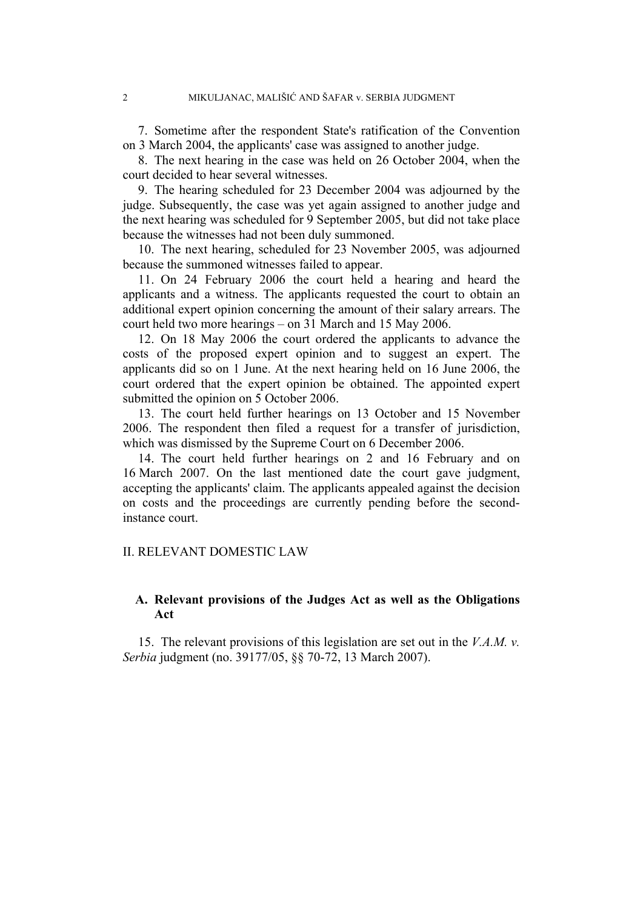7. Sometime after the respondent State's ratification of the Convention on 3 March 2004, the applicants' case was assigned to another judge.

8. The next hearing in the case was held on 26 October 2004, when the court decided to hear several witnesses.

9. The hearing scheduled for 23 December 2004 was adjourned by the judge. Subsequently, the case was yet again assigned to another judge and the next hearing was scheduled for 9 September 2005, but did not take place because the witnesses had not been duly summoned.

10. The next hearing, scheduled for 23 November 2005, was adjourned because the summoned witnesses failed to appear.

11. On 24 February 2006 the court held a hearing and heard the applicants and a witness. The applicants requested the court to obtain an additional expert opinion concerning the amount of their salary arrears. The court held two more hearings – on 31 March and 15 May 2006.

12. On 18 May 2006 the court ordered the applicants to advance the costs of the proposed expert opinion and to suggest an expert. The applicants did so on 1 June. At the next hearing held on 16 June 2006, the court ordered that the expert opinion be obtained. The appointed expert submitted the opinion on 5 October 2006.

13. The court held further hearings on 13 October and 15 November 2006. The respondent then filed a request for a transfer of jurisdiction, which was dismissed by the Supreme Court on 6 December 2006.

14. The court held further hearings on 2 and 16 February and on 16 March 2007. On the last mentioned date the court gave judgment, accepting the applicants' claim. The applicants appealed against the decision on costs and the proceedings are currently pending before the second-instance court.

## II. RELEVANT DOMESTIC LAW

### A. Relevant provisions of the Judges Act as well as the Obligations Act

15. The relevant provisions of this legislation are set out in the *V.A.M. v. Serbia* judgment (no. 39177/05, §§ 70-72, 13 March 2007).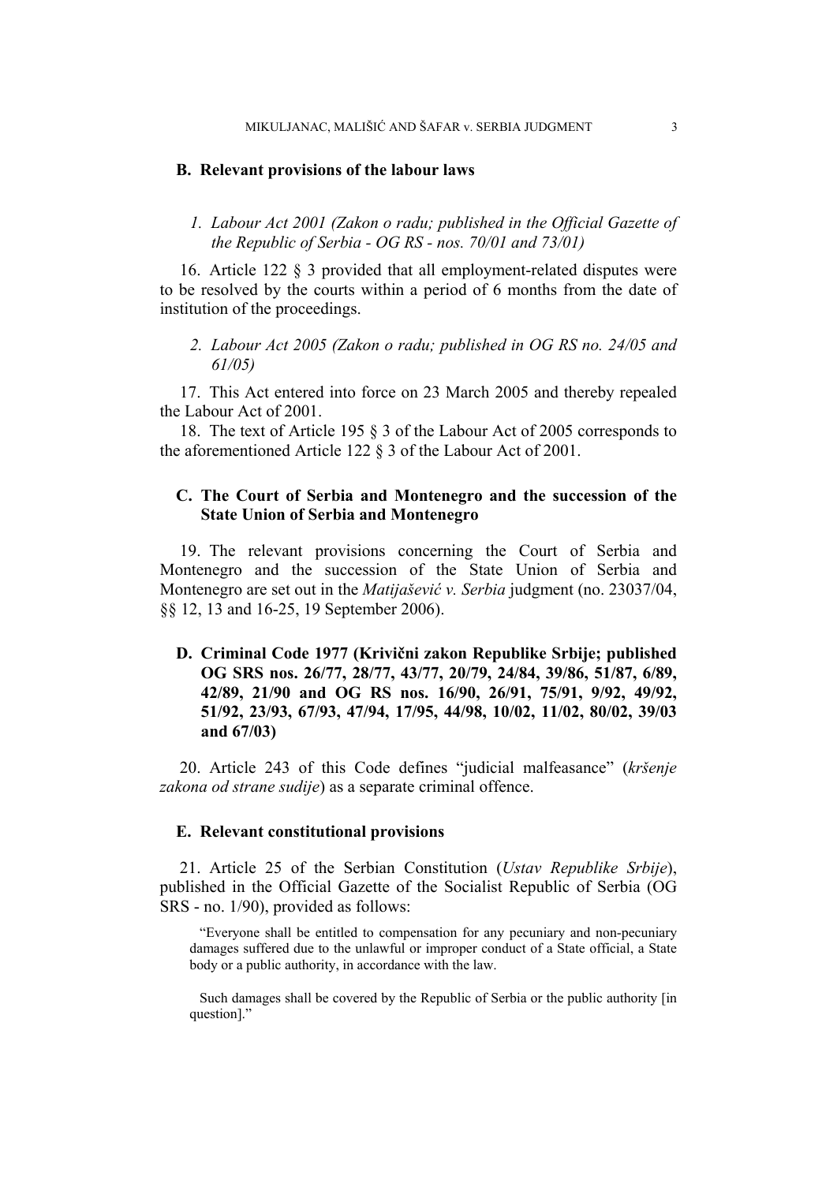## B. Relevant provisions of the labour laws

### *1. Labour Act 2001 (Zakon o radu; published in the Official Gazette of the Republic of Serbia - OG RS - nos. 70/01 and 73/01)*

16. Article 122 § 3 provided that all employment-related disputes were to be resolved by the courts within a period of 6 months from the date of institution of the proceedings.

### *2. Labour Act 2005 (Zakon o radu; published in OG RS no. 24/05 and 61/05)*

17. This Act entered into force on 23 March 2005 and thereby repealed the Labour Act of 2001.

18. The text of Article 195 § 3 of the Labour Act of 2005 corresponds to the aforementioned Article 122 § 3 of the Labour Act of 2001.

## C. The Court of Serbia and Montenegro and the succession of the State Union of Serbia and Montenegro

19. The relevant provisions concerning the Court of Serbia and Montenegro and the succession of the State Union of Serbia and Montenegro are set out in the *Matijašević v. Serbia* judgment (no. 23037/04, §§ 12, 13 and 16-25, 19 September 2006).

## D. Criminal Code 1977 (Krivični zakon Republike Srbije; published OG SRS nos. 26/77, 28/77, 43/77, 20/79, 24/84, 39/86, 51/87, 6/89, 42/89, 21/90 and OG RS nos. 16/90, 26/91, 75/91, 9/92, 49/92, 51/92, 23/93, 67/93, 47/94, 17/95, 44/98, 10/02, 11/02, 80/02, 39/03 and 67/03)

20. Article 243 of this Code defines "judicial malfeasance" (*kršenje zakona od strane sudije*) as a separate criminal offence.

## E. Relevant constitutional provisions

21. Article 25 of the Serbian Constitution (*Ustav Republike Srbije*), published in the Official Gazette of the Socialist Republic of Serbia (OG SRS - no. 1/90), provided as follows:

> "Everyone shall be entitled to compensation for any pecuniary and non-pecuniary damages suffered due to the unlawful or improper conduct of a State official, a State body or a public authority, in accordance with the law.
>
> Such damages shall be covered by the Republic of Serbia or the public authority [in question]."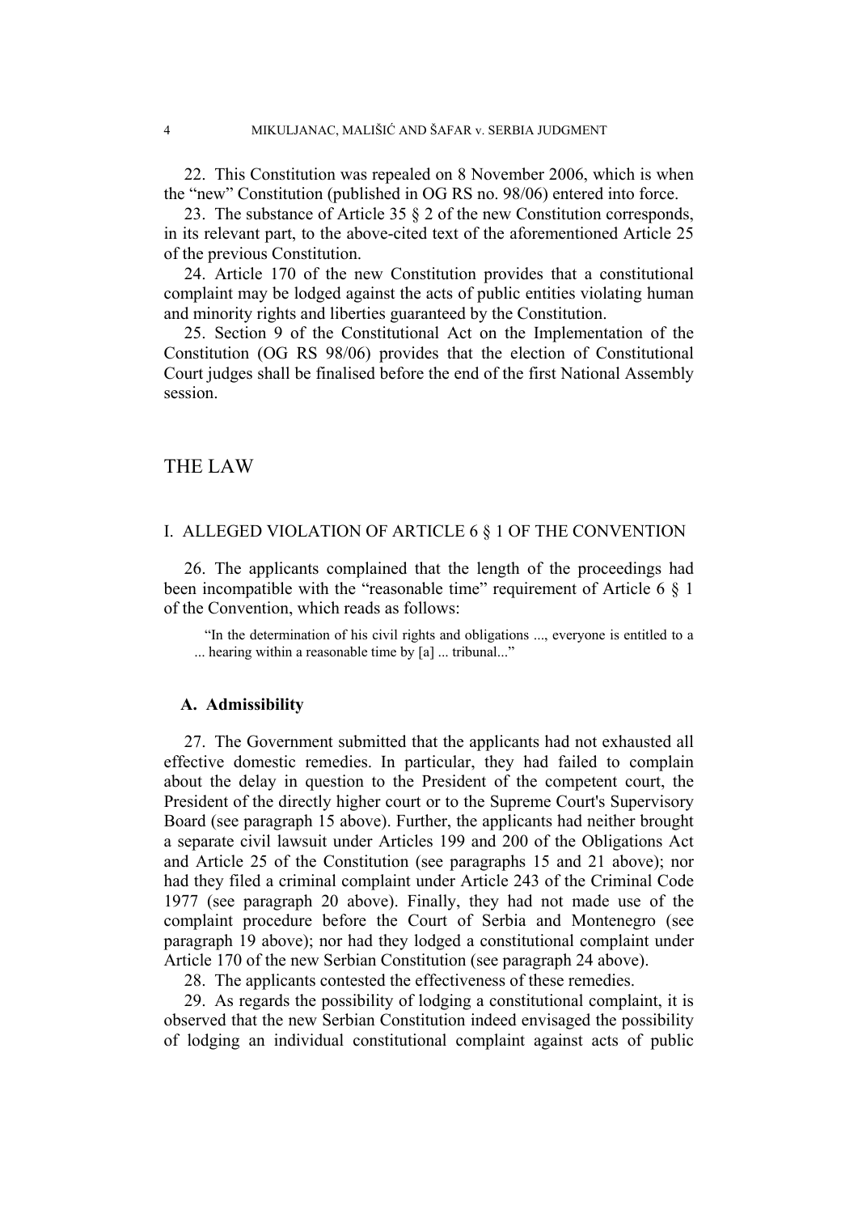22. This Constitution was repealed on 8 November 2006, which is when the "new" Constitution (published in OG RS no. 98/06) entered into force.

23. The substance of Article 35 § 2 of the new Constitution corresponds, in its relevant part, to the above-cited text of the aforementioned Article 25 of the previous Constitution.

24. Article 170 of the new Constitution provides that a constitutional complaint may be lodged against the acts of public entities violating human and minority rights and liberties guaranteed by the Constitution.

25. Section 9 of the Constitutional Act on the Implementation of the Constitution (OG RS 98/06) provides that the election of Constitutional Court judges shall be finalised before the end of the first National Assembly session.

# THE LAW

## I. ALLEGED VIOLATION OF ARTICLE 6 § 1 OF THE CONVENTION

26. The applicants complained that the length of the proceedings had been incompatible with the "reasonable time" requirement of Article 6 § 1 of the Convention, which reads as follows:

> "In the determination of his civil rights and obligations ..., everyone is entitled to a ... hearing within a reasonable time by [a] ... tribunal..."

### A. Admissibility

27. The Government submitted that the applicants had not exhausted all effective domestic remedies. In particular, they had failed to complain about the delay in question to the President of the competent court, the President of the directly higher court or to the Supreme Court's Supervisory Board (see paragraph 15 above). Further, the applicants had neither brought a separate civil lawsuit under Articles 199 and 200 of the Obligations Act and Article 25 of the Constitution (see paragraphs 15 and 21 above); nor had they filed a criminal complaint under Article 243 of the Criminal Code 1977 (see paragraph 20 above). Finally, they had not made use of the complaint procedure before the Court of Serbia and Montenegro (see paragraph 19 above); nor had they lodged a constitutional complaint under Article 170 of the new Serbian Constitution (see paragraph 24 above).

28. The applicants contested the effectiveness of these remedies.

29. As regards the possibility of lodging a constitutional complaint, it is observed that the new Serbian Constitution indeed envisaged the possibility of lodging an individual constitutional complaint against acts of public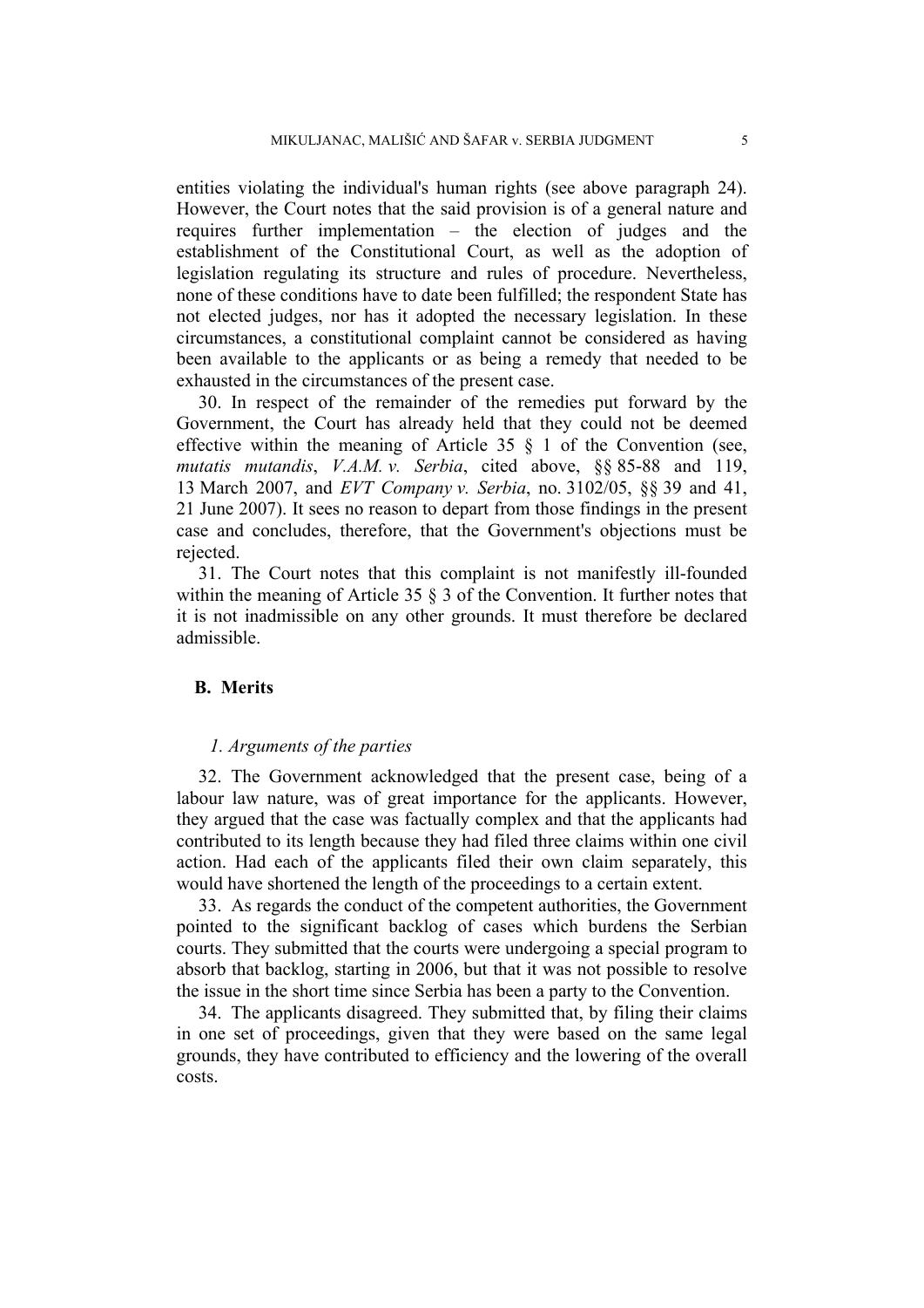entities violating the individual's human rights (see above paragraph 24). However, the Court notes that the said provision is of a general nature and requires further implementation – the election of judges and the establishment of the Constitutional Court, as well as the adoption of legislation regulating its structure and rules of procedure. Nevertheless, none of these conditions have to date been fulfilled; the respondent State has not elected judges, nor has it adopted the necessary legislation. In these circumstances, a constitutional complaint cannot be considered as having been available to the applicants or as being a remedy that needed to be exhausted in the circumstances of the present case.

30. In respect of the remainder of the remedies put forward by the Government, the Court has already held that they could not be deemed effective within the meaning of Article 35 § 1 of the Convention (see, *mutatis mutandis*, *V.A.M. v. Serbia*, cited above, §§ 85-88 and 119, 13 March 2007, and *EVT Company v. Serbia*, no. 3102/05, §§ 39 and 41, 21 June 2007). It sees no reason to depart from those findings in the present case and concludes, therefore, that the Government's objections must be rejected.

31. The Court notes that this complaint is not manifestly ill-founded within the meaning of Article 35 § 3 of the Convention. It further notes that it is not inadmissible on any other grounds. It must therefore be declared admissible.

## B. Merits

### *1. Arguments of the parties*

32. The Government acknowledged that the present case, being of a labour law nature, was of great importance for the applicants. However, they argued that the case was factually complex and that the applicants had contributed to its length because they had filed three claims within one civil action. Had each of the applicants filed their own claim separately, this would have shortened the length of the proceedings to a certain extent.

33. As regards the conduct of the competent authorities, the Government pointed to the significant backlog of cases which burdens the Serbian courts. They submitted that the courts were undergoing a special program to absorb that backlog, starting in 2006, but that it was not possible to resolve the issue in the short time since Serbia has been a party to the Convention.

34. The applicants disagreed. They submitted that, by filing their claims in one set of proceedings, given that they were based on the same legal grounds, they have contributed to efficiency and the lowering of the overall costs.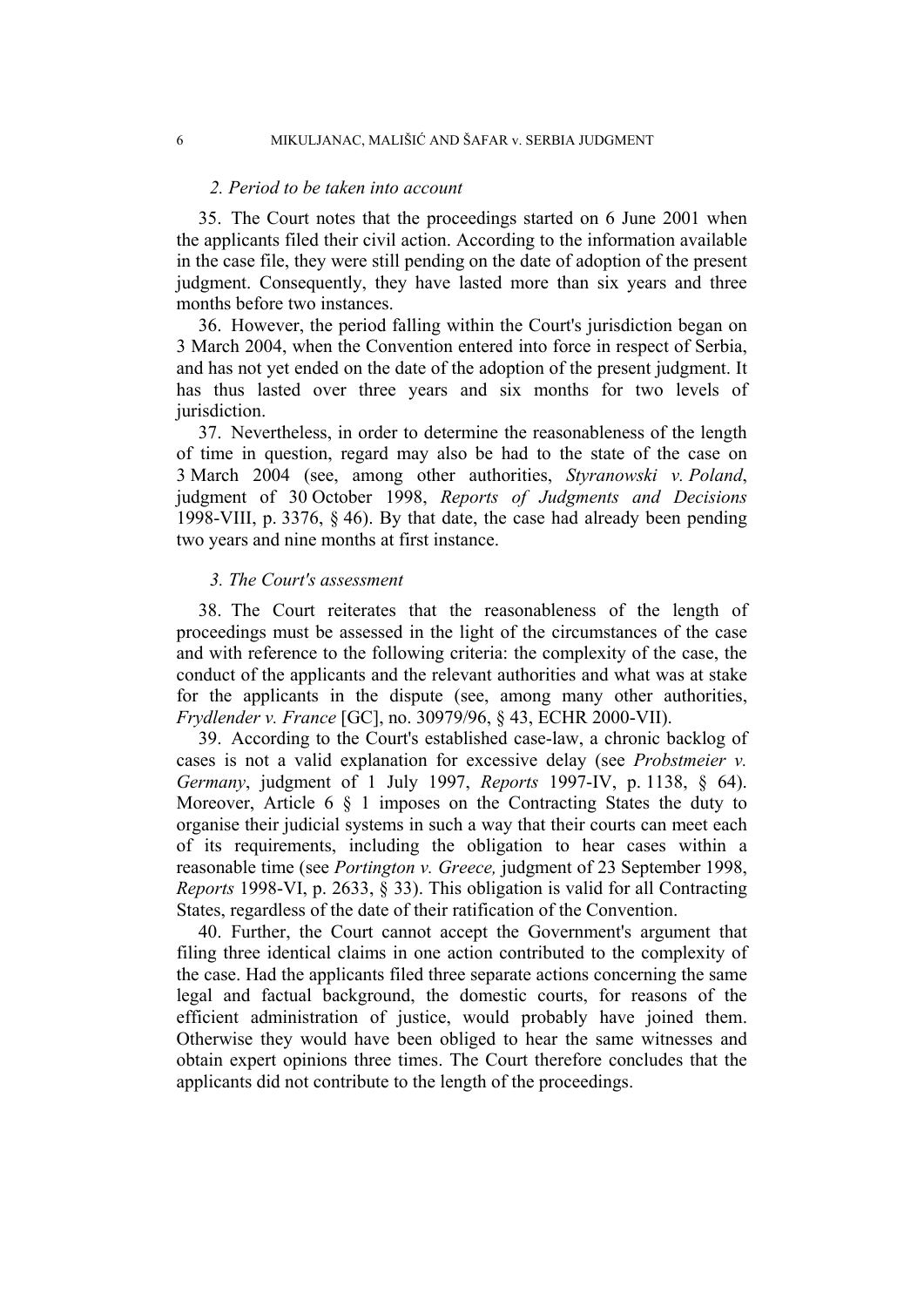### *2. Period to be taken into account*

35. The Court notes that the proceedings started on 6 June 2001 when the applicants filed their civil action. According to the information available in the case file, they were still pending on the date of adoption of the present judgment. Consequently, they have lasted more than six years and three months before two instances.

36. However, the period falling within the Court's jurisdiction began on 3 March 2004, when the Convention entered into force in respect of Serbia, and has not yet ended on the date of the adoption of the present judgment. It has thus lasted over three years and six months for two levels of jurisdiction.

37. Nevertheless, in order to determine the reasonableness of the length of time in question, regard may also be had to the state of the case on 3 March 2004 (see, among other authorities, *Styranowski v. Poland*, judgment of 30 October 1998, *Reports of Judgments and Decisions* 1998-VIII, p. 3376, § 46). By that date, the case had already been pending two years and nine months at first instance.

### *3. The Court's assessment*

38. The Court reiterates that the reasonableness of the length of proceedings must be assessed in the light of the circumstances of the case and with reference to the following criteria: the complexity of the case, the conduct of the applicants and the relevant authorities and what was at stake for the applicants in the dispute (see, among many other authorities, *Frydlender v. France* [GC], no. 30979/96, § 43, ECHR 2000-VII).

39. According to the Court's established case-law, a chronic backlog of cases is not a valid explanation for excessive delay (see *Probstmeier v. Germany*, judgment of 1 July 1997, *Reports* 1997-IV, p. 1138, § 64). Moreover, Article 6 § 1 imposes on the Contracting States the duty to organise their judicial systems in such a way that their courts can meet each of its requirements, including the obligation to hear cases within a reasonable time (see *Portington v. Greece,* judgment of 23 September 1998, *Reports* 1998-VI, p. 2633, § 33). This obligation is valid for all Contracting States, regardless of the date of their ratification of the Convention.

40. Further, the Court cannot accept the Government's argument that filing three identical claims in one action contributed to the complexity of the case. Had the applicants filed three separate actions concerning the same legal and factual background, the domestic courts, for reasons of the efficient administration of justice, would probably have joined them. Otherwise they would have been obliged to hear the same witnesses and obtain expert opinions three times. The Court therefore concludes that the applicants did not contribute to the length of the proceedings.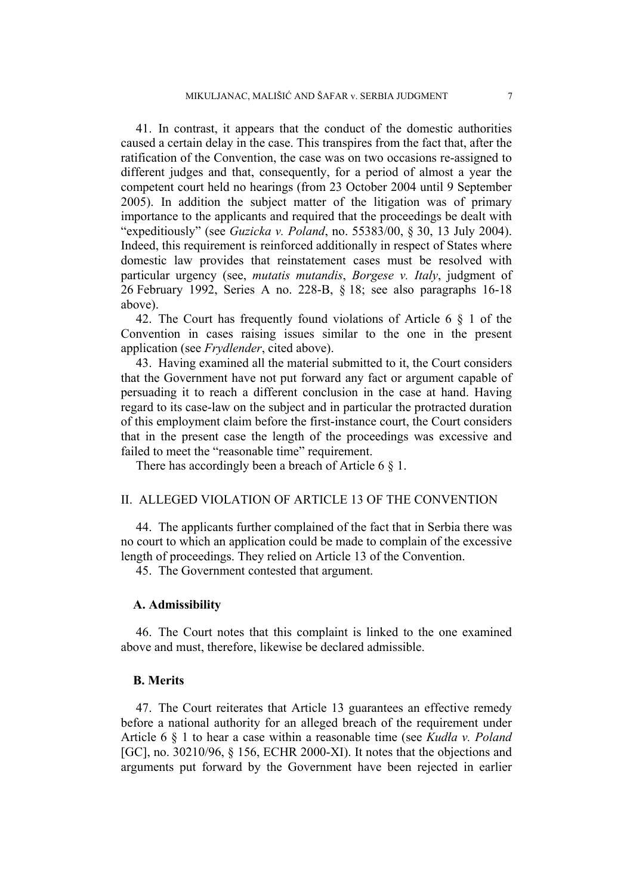41. In contrast, it appears that the conduct of the domestic authorities caused a certain delay in the case. This transpires from the fact that, after the ratification of the Convention, the case was on two occasions re-assigned to different judges and that, consequently, for a period of almost a year the competent court held no hearings (from 23 October 2004 until 9 September 2005). In addition the subject matter of the litigation was of primary importance to the applicants and required that the proceedings be dealt with "expeditiously" (see *Guzicka v. Poland*, no. 55383/00, § 30, 13 July 2004). Indeed, this requirement is reinforced additionally in respect of States where domestic law provides that reinstatement cases must be resolved with particular urgency (see, *mutatis mutandis*, *Borgese v. Italy*, judgment of 26 February 1992, Series A no. 228-B, § 18; see also paragraphs 16-18 above).

42. The Court has frequently found violations of Article 6 § 1 of the Convention in cases raising issues similar to the one in the present application (see *Frydlender*, cited above).

43. Having examined all the material submitted to it, the Court considers that the Government have not put forward any fact or argument capable of persuading it to reach a different conclusion in the case at hand. Having regard to its case-law on the subject and in particular the protracted duration of this employment claim before the first-instance court, the Court considers that in the present case the length of the proceedings was excessive and failed to meet the "reasonable time" requirement.

There has accordingly been a breach of Article 6 § 1.

## II. ALLEGED VIOLATION OF ARTICLE 13 OF THE CONVENTION

44. The applicants further complained of the fact that in Serbia there was no court to which an application could be made to complain of the excessive length of proceedings. They relied on Article 13 of the Convention.

45. The Government contested that argument.

### A. Admissibility

46. The Court notes that this complaint is linked to the one examined above and must, therefore, likewise be declared admissible.

### B. Merits

47. The Court reiterates that Article 13 guarantees an effective remedy before a national authority for an alleged breach of the requirement under Article 6 § 1 to hear a case within a reasonable time (see *Kudła v. Poland* [GC], no. 30210/96, § 156, ECHR 2000-XI). It notes that the objections and arguments put forward by the Government have been rejected in earlier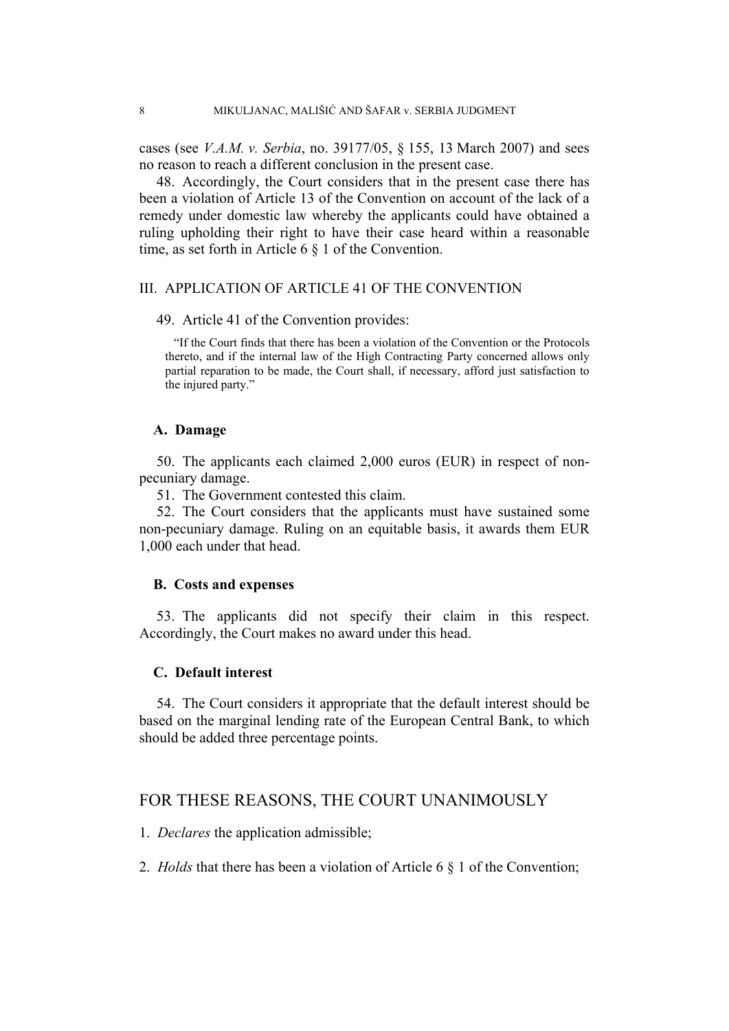cases (see *V.A.M. v. Serbia*, no. 39177/05, § 155, 13 March 2007) and sees no reason to reach a different conclusion in the present case.

48. Accordingly, the Court considers that in the present case there has been a violation of Article 13 of the Convention on account of the lack of a remedy under domestic law whereby the applicants could have obtained a ruling upholding their right to have their case heard within a reasonable time, as set forth in Article 6 § 1 of the Convention.

## III. APPLICATION OF ARTICLE 41 OF THE CONVENTION

49. Article 41 of the Convention provides:

> "If the Court finds that there has been a violation of the Convention or the Protocols thereto, and if the internal law of the High Contracting Party concerned allows only partial reparation to be made, the Court shall, if necessary, afford just satisfaction to the injured party."

### A. Damage

50. The applicants each claimed 2,000 euros (EUR) in respect of non-pecuniary damage.

51. The Government contested this claim.

52. The Court considers that the applicants must have sustained some non-pecuniary damage. Ruling on an equitable basis, it awards them EUR 1,000 each under that head.

### B. Costs and expenses

53. The applicants did not specify their claim in this respect. Accordingly, the Court makes no award under this head.

### C. Default interest

54. The Court considers it appropriate that the default interest should be based on the marginal lending rate of the European Central Bank, to which should be added three percentage points.

## FOR THESE REASONS, THE COURT UNANIMOUSLY

1. *Declares* the application admissible;

2. *Holds* that there has been a violation of Article 6 § 1 of the Convention;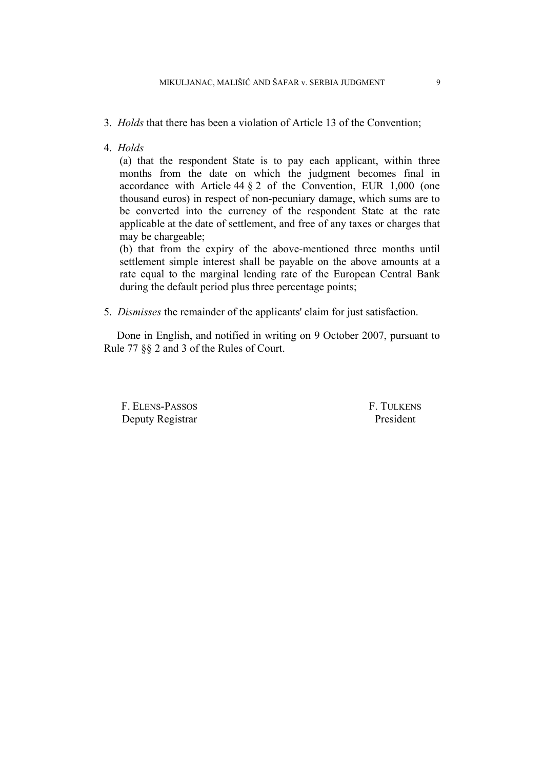3. *Holds* that there has been a violation of Article 13 of the Convention;

4. *Holds*

   (a) that the respondent State is to pay each applicant, within three months from the date on which the judgment becomes final in accordance with Article 44 § 2 of the Convention, EUR 1,000 (one thousand euros) in respect of non-pecuniary damage, which sums are to be converted into the currency of the respondent State at the rate applicable at the date of settlement, and free of any taxes or charges that may be chargeable;

   (b) that from the expiry of the above-mentioned three months until settlement simple interest shall be payable on the above amounts at a rate equal to the marginal lending rate of the European Central Bank during the default period plus three percentage points;

5. *Dismisses* the remainder of the applicants' claim for just satisfaction.

Done in English, and notified in writing on 9 October 2007, pursuant to Rule 77 §§ 2 and 3 of the Rules of Court.

F. ELENS-PASSOS
Deputy Registrar

F. TULKENS
President